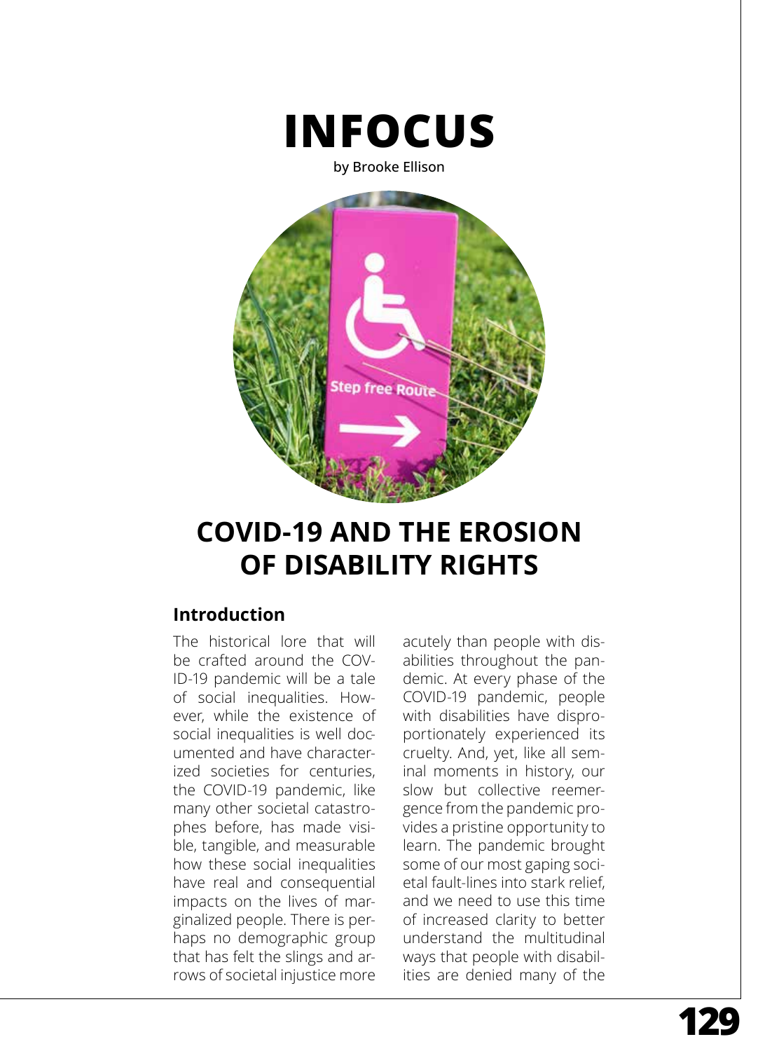# INFOCUS

by Brooke Ellison

## COVID-19 AND THE EROSION OF DISABILITY RIGHTS

### Introduction

The historical lore that will be crafted around the COVID-19 pandemic will be a tale of social inequalities. However, while the existence of social inequalities is well documented and have characterized societies for centuries, the COVID-19 pandemic, like many other societal catastrophes before, has made visible, tangible, and measurable how these social inequalities have real and consequential impacts on the lives of marginalized people. There is perhaps no demographic group that has felt the slings and arrows of societal injustice more acutely than people with disabilities throughout the pandemic. At every phase of the COVID-19 pandemic, people with disabilities have disproportionately experienced its cruelty. And, yet, like all seminal moments in history, our slow but collective reemergence from the pandemic provides a pristine opportunity to learn. The pandemic brought some of our most gaping societal fault-lines into stark relief, and we need to use this time of increased clarity to better understand the multitudinal ways that people with disabilities are denied many of the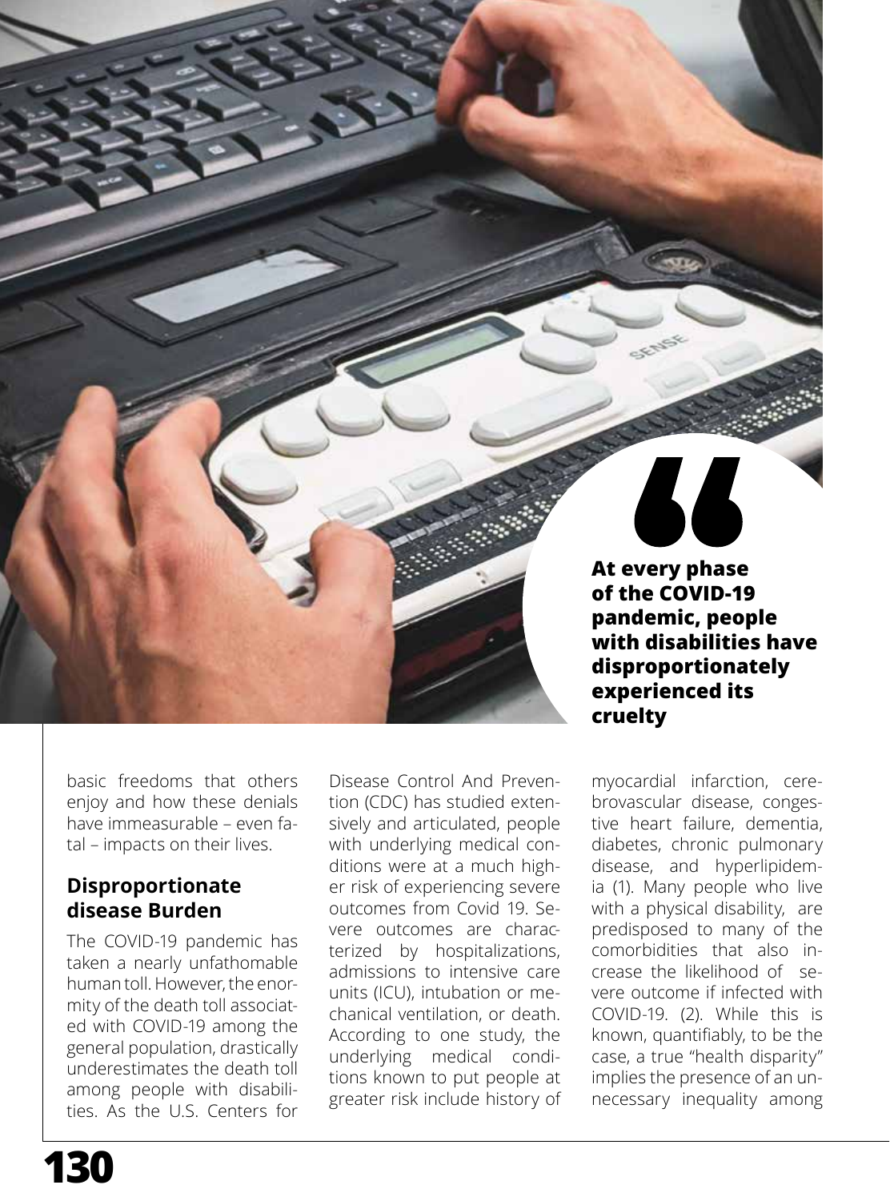> **At every phase of the COVID-19 pandemic, people with disabilities have disproportionately experienced its cruelty**

basic freedoms that others enjoy and how these denials have immeasurable – even fatal – impacts on their lives.

## Disproportionate disease Burden

The COVID-19 pandemic has taken a nearly unfathomable human toll. However, the enormity of the death toll associated with COVID-19 among the general population, drastically underestimates the death toll among people with disabilities. As the U.S. Centers for Disease Control And Prevention (CDC) has studied extensively and articulated, people with underlying medical conditions were at a much higher risk of experiencing severe outcomes from Covid 19. Severe outcomes are characterized by hospitalizations, admissions to intensive care units (ICU), intubation or mechanical ventilation, or death. According to one study, the underlying medical conditions known to put people at greater risk include history of myocardial infarction, cerebrovascular disease, congestive heart failure, dementia, diabetes, chronic pulmonary disease, and hyperlipidemia (1). Many people who live with a physical disability, are predisposed to many of the comorbidities that also increase the likelihood of severe outcome if infected with COVID-19. (2). While this is known, quantifiably, to be the case, a true "health disparity" implies the presence of an unnecessary inequality among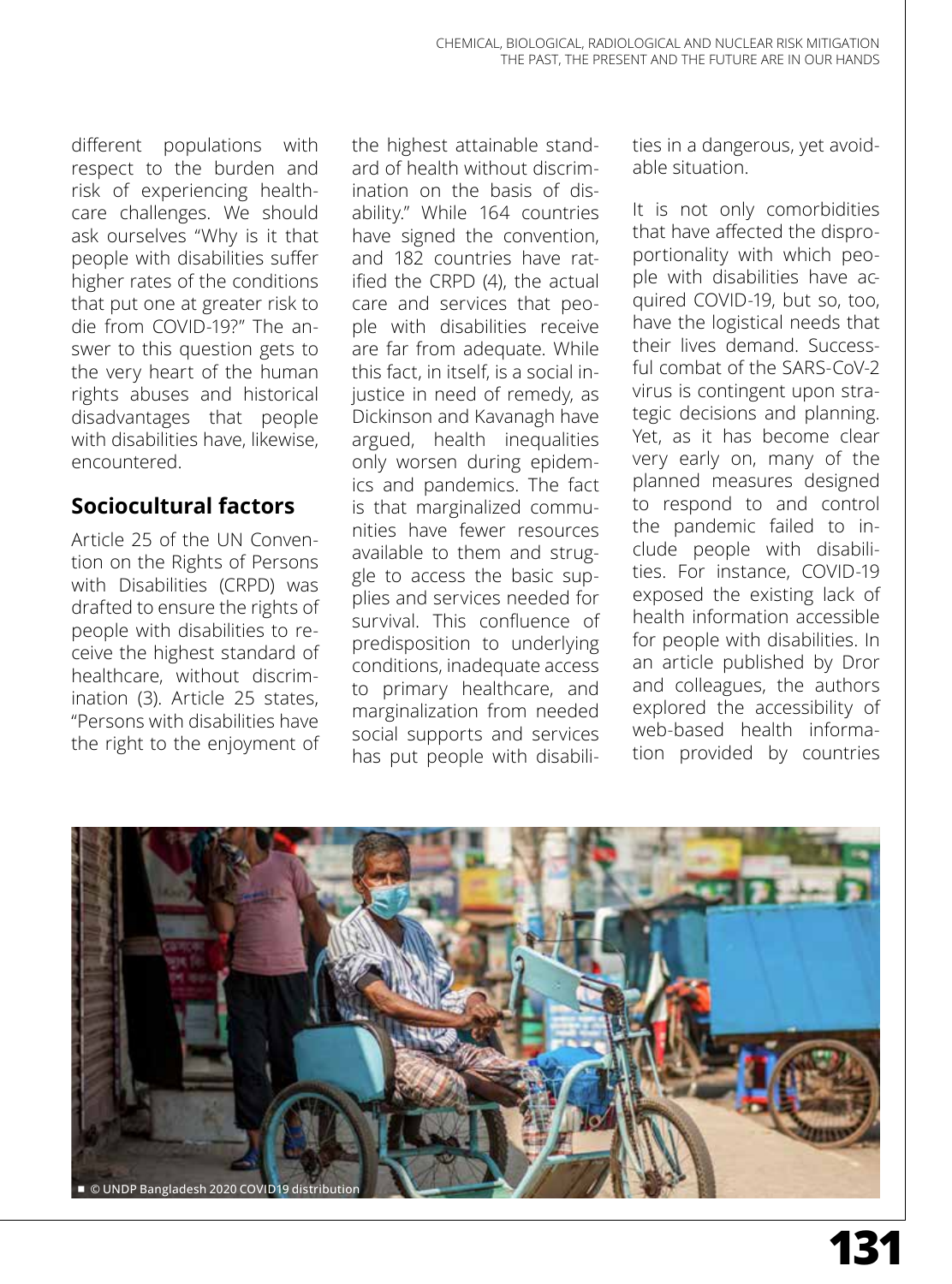different populations with respect to the burden and risk of experiencing healthcare challenges. We should ask ourselves "Why is it that people with disabilities suffer higher rates of the conditions that put one at greater risk to die from COVID-19?" The answer to this question gets to the very heart of the human rights abuses and historical disadvantages that people with disabilities have, likewise, encountered.

## Sociocultural factors

Article 25 of the UN Convention on the Rights of Persons with Disabilities (CRPD) was drafted to ensure the rights of people with disabilities to receive the highest standard of healthcare, without discrimination (3). Article 25 states, "Persons with disabilities have the right to the enjoyment of the highest attainable standard of health without discrimination on the basis of disability." While 164 countries have signed the convention, and 182 countries have ratified the CRPD (4), the actual care and services that people with disabilities receive are far from adequate. While this fact, in itself, is a social injustice in need of remedy, as Dickinson and Kavanagh have argued, health inequalities only worsen during epidemics and pandemics. The fact is that marginalized communities have fewer resources available to them and struggle to access the basic supplies and services needed for survival. This confluence of predisposition to underlying conditions, inadequate access to primary healthcare, and marginalization from needed social supports and services has put people with disabilities in a dangerous, yet avoidable situation.

It is not only comorbidities that have affected the disproportionality with which people with disabilities have acquired COVID-19, but so, too, have the logistical needs that their lives demand. Successful combat of the SARS-CoV-2 virus is contingent upon strategic decisions and planning. Yet, as it has become clear very early on, many of the planned measures designed to respond to and control the pandemic failed to include people with disabilities. For instance, COVID-19 exposed the existing lack of health information accessible for people with disabilities. In an article published by Dror and colleagues, the authors explored the accessibility of web-based health information provided by countries

© UNDP Bangladesh 2020 COVID19 distribution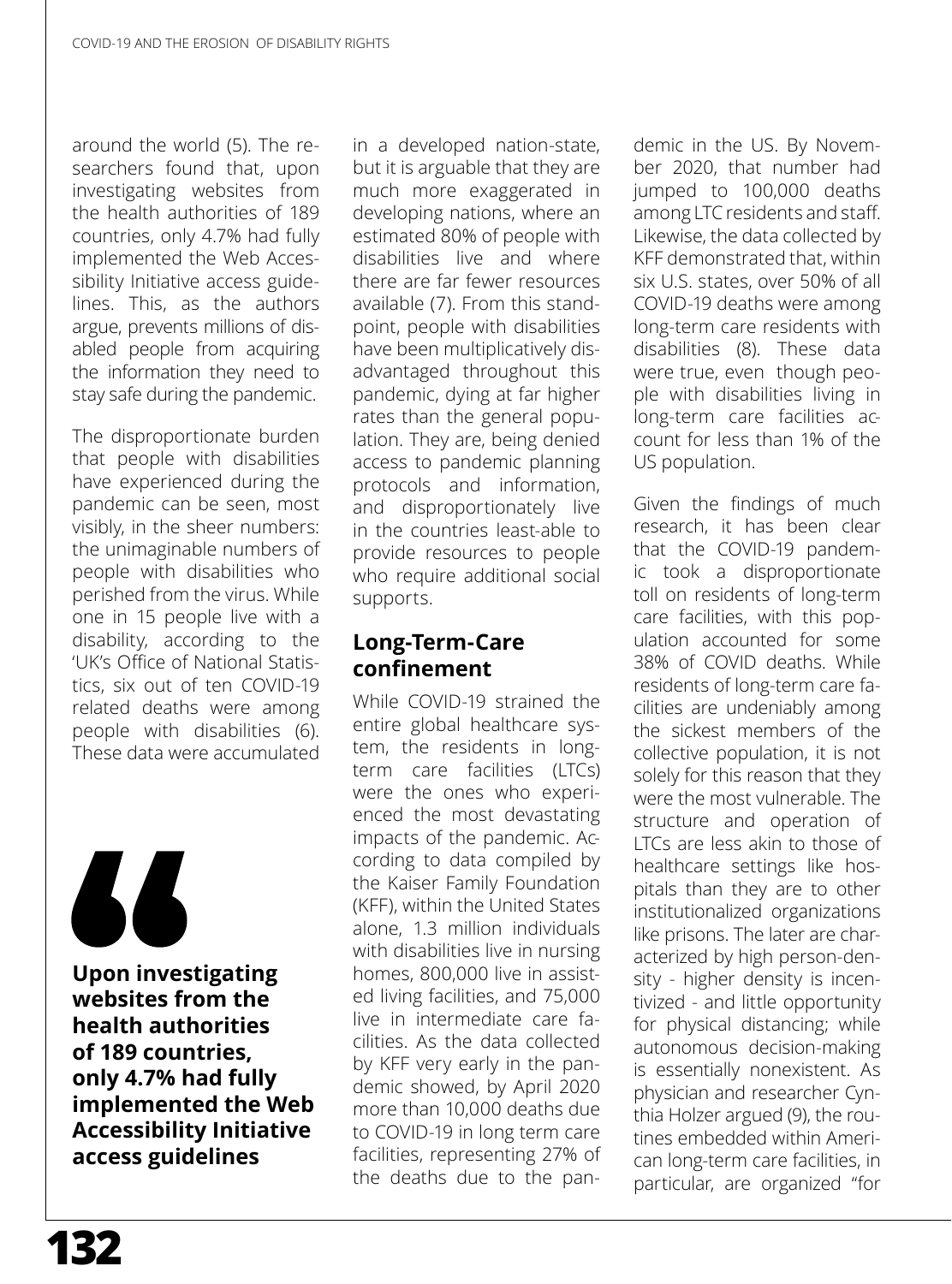around the world (5). The researchers found that, upon investigating websites from the health authorities of 189 countries, only 4.7% had fully implemented the Web Accessibility Initiative access guidelines. This, as the authors argue, prevents millions of disabled people from acquiring the information they need to stay safe during the pandemic.

The disproportionate burden that people with disabilities have experienced during the pandemic can be seen, most visibly, in the sheer numbers: the unimaginable numbers of people with disabilities who perished from the virus. While one in 15 people live with a disability, according to the 'UK's Office of National Statistics, six out of ten COVID-19 related deaths were among people with disabilities (6). These data were accumulated in a developed nation-state, but it is arguable that they are much more exaggerated in developing nations, where an estimated 80% of people with disabilities live and where there are far fewer resources available (7). From this standpoint, people with disabilities have been multiplicatively disadvantaged throughout this pandemic, dying at far higher rates than the general population. They are, being denied access to pandemic planning protocols and information, and disproportionately live in the countries least-able to provide resources to people who require additional social supports.

> **Upon investigating websites from the health authorities of 189 countries, only 4.7% had fully implemented the Web Accessibility Initiative access guidelines**

## Long-Term-Care confinement

While COVID-19 strained the entire global healthcare system, the residents in long-term care facilities (LTCs) were the ones who experienced the most devastating impacts of the pandemic. According to data compiled by the Kaiser Family Foundation (KFF), within the United States alone, 1.3 million individuals with disabilities live in nursing homes, 800,000 live in assisted living facilities, and 75,000 live in intermediate care facilities. As the data collected by KFF very early in the pandemic showed, by April 2020 more than 10,000 deaths due to COVID-19 in long term care facilities, representing 27% of the deaths due to the pandemic in the US. By November 2020, that number had jumped to 100,000 deaths among LTC residents and staff. Likewise, the data collected by KFF demonstrated that, within six U.S. states, over 50% of all COVID-19 deaths were among long-term care residents with disabilities (8). These data were true, even though people with disabilities living in long-term care facilities account for less than 1% of the US population.

Given the findings of much research, it has been clear that the COVID-19 pandemic took a disproportionate toll on residents of long-term care facilities, with this population accounted for some 38% of COVID deaths. While residents of long-term care facilities are undeniably among the sickest members of the collective population, it is not solely for this reason that they were the most vulnerable. The structure and operation of LTCs are less akin to those of healthcare settings like hospitals than they are to other institutionalized organizations like prisons. The later are characterized by high person-density - higher density is incentivized - and little opportunity for physical distancing; while autonomous decision-making is essentially nonexistent. As physician and researcher Cynthia Holzer argued (9), the routines embedded within American long-term care facilities, in particular, are organized "for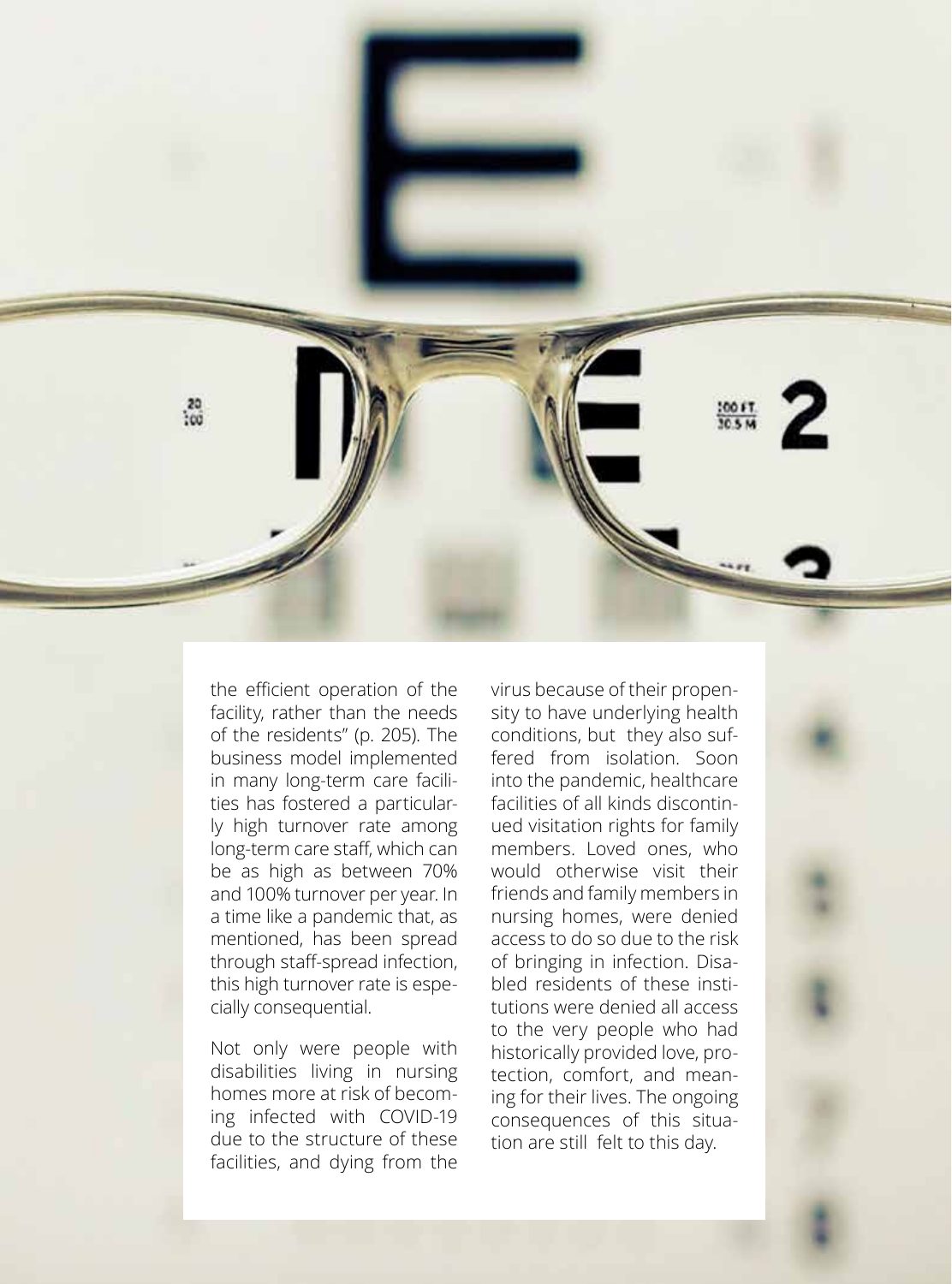the efficient operation of the facility, rather than the needs of the residents" (p. 205). The business model implemented in many long-term care facilities has fostered a particularly high turnover rate among long-term care staff, which can be as high as between 70% and 100% turnover per year. In a time like a pandemic that, as mentioned, has been spread through staff-spread infection, this high turnover rate is especially consequential.

Not only were people with disabilities living in nursing homes more at risk of becoming infected with COVID-19 due to the structure of these facilities, and dying from the virus because of their propensity to have underlying health conditions, but they also suffered from isolation. Soon into the pandemic, healthcare facilities of all kinds discontinued visitation rights for family members. Loved ones, who would otherwise visit their friends and family members in nursing homes, were denied access to do so due to the risk of bringing in infection. Disabled residents of these institutions were denied all access to the very people who had historically provided love, protection, comfort, and meaning for their lives. The ongoing consequences of this situation are still felt to this day.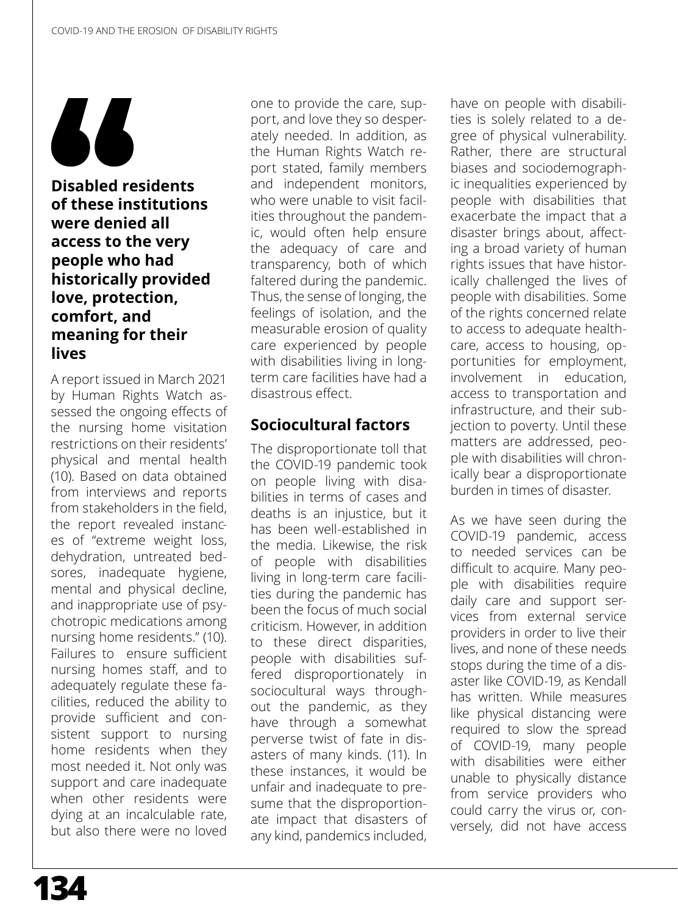**Disabled residents of these institutions were denied all access to the very people who had historically provided love, protection, comfort, and meaning for their lives**

A report issued in March 2021 by Human Rights Watch assessed the ongoing effects of the nursing home visitation restrictions on their residents' physical and mental health (10). Based on data obtained from interviews and reports from stakeholders in the field, the report revealed instances of "extreme weight loss, dehydration, untreated bedsores, inadequate hygiene, mental and physical decline, and inappropriate use of psychotropic medications among nursing home residents." (10). Failures to ensure sufficient nursing homes staff, and to adequately regulate these facilities, reduced the ability to provide sufficient and consistent support to nursing home residents when they most needed it. Not only was support and care inadequate when other residents were dying at an incalculable rate, but also there were no loved one to provide the care, support, and love they so desperately needed. In addition, as the Human Rights Watch report stated, family members and independent monitors, who were unable to visit facilities throughout the pandemic, would often help ensure the adequacy of care and transparency, both of which faltered during the pandemic. Thus, the sense of longing, the feelings of isolation, and the measurable erosion of quality care experienced by people with disabilities living in long-term care facilities have had a disastrous effect.

## Sociocultural factors

The disproportionate toll that the COVID-19 pandemic took on people living with disabilities in terms of cases and deaths is an injustice, but it has been well-established in the media. Likewise, the risk of people with disabilities living in long-term care facilities during the pandemic has been the focus of much social criticism. However, in addition to these direct disparities, people with disabilities suffered disproportionately in sociocultural ways throughout the pandemic, as they have through a somewhat perverse twist of fate in disasters of many kinds. (11). In these instances, it would be unfair and inadequate to presume that the disproportionate impact that disasters of any kind, pandemics included, have on people with disabilities is solely related to a degree of physical vulnerability. Rather, there are structural biases and sociodemographic inequalities experienced by people with disabilities that exacerbate the impact that a disaster brings about, affecting a broad variety of human rights issues that have historically challenged the lives of people with disabilities. Some of the rights concerned relate to access to adequate healthcare, access to housing, opportunities for employment, involvement in education, access to transportation and infrastructure, and their subjection to poverty. Until these matters are addressed, people with disabilities will chronically bear a disproportionate burden in times of disaster.

As we have seen during the COVID-19 pandemic, access to needed services can be difficult to acquire. Many people with disabilities require daily care and support services from external service providers in order to live their lives, and none of these needs stops during the time of a disaster like COVID-19, as Kendall has written. While measures like physical distancing were required to slow the spread of COVID-19, many people with disabilities were either unable to physically distance from service providers who could carry the virus or, conversely, did not have access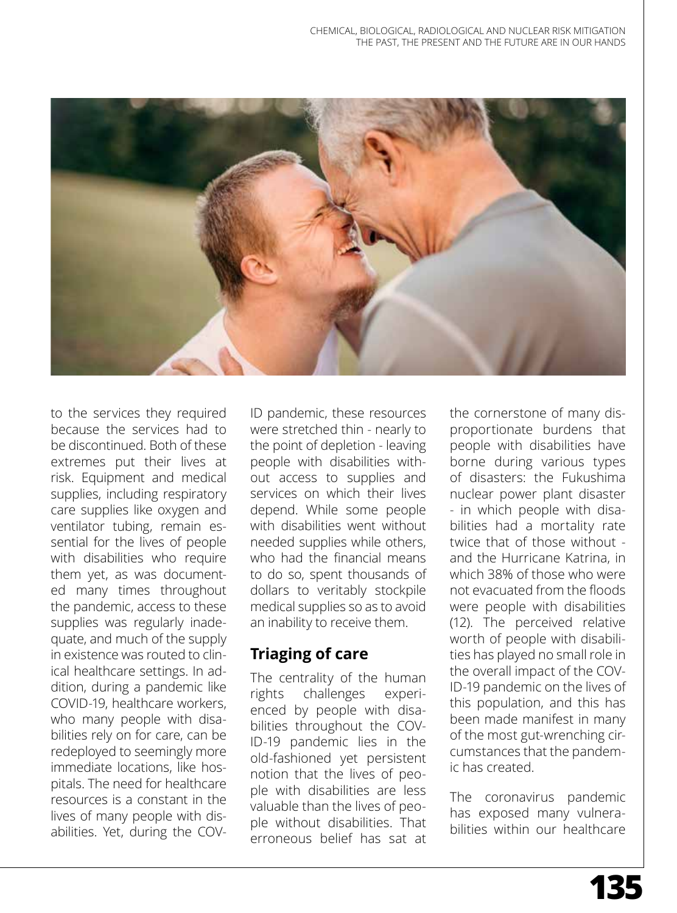to the services they required because the services had to be discontinued. Both of these extremes put their lives at risk. Equipment and medical supplies, including respiratory care supplies like oxygen and ventilator tubing, remain essential for the lives of people with disabilities who require them yet, as was documented many times throughout the pandemic, access to these supplies was regularly inadequate, and much of the supply in existence was routed to clinical healthcare settings. In addition, during a pandemic like COVID-19, healthcare workers, who many people with disabilities rely on for care, can be redeployed to seemingly more immediate locations, like hospitals. The need for healthcare resources is a constant in the lives of many people with disabilities. Yet, during the COVID pandemic, these resources were stretched thin - nearly to the point of depletion - leaving people with disabilities without access to supplies and services on which their lives depend. While some people with disabilities went without needed supplies while others, who had the financial means to do so, spent thousands of dollars to veritably stockpile medical supplies so as to avoid an inability to receive them.

## Triaging of care

The centrality of the human rights challenges experienced by people with disabilities throughout the COVID-19 pandemic lies in the old-fashioned yet persistent notion that the lives of people with disabilities are less valuable than the lives of people without disabilities. That erroneous belief has sat at the cornerstone of many disproportionate burdens that people with disabilities have borne during various types of disasters: the Fukushima nuclear power plant disaster - in which people with disabilities had a mortality rate twice that of those without - and the Hurricane Katrina, in which 38% of those who were not evacuated from the floods were people with disabilities (12). The perceived relative worth of people with disabilities has played no small role in the overall impact of the COVID-19 pandemic on the lives of this population, and this has been made manifest in many of the most gut-wrenching circumstances that the pandemic has created.

The coronavirus pandemic has exposed many vulnerabilities within our healthcare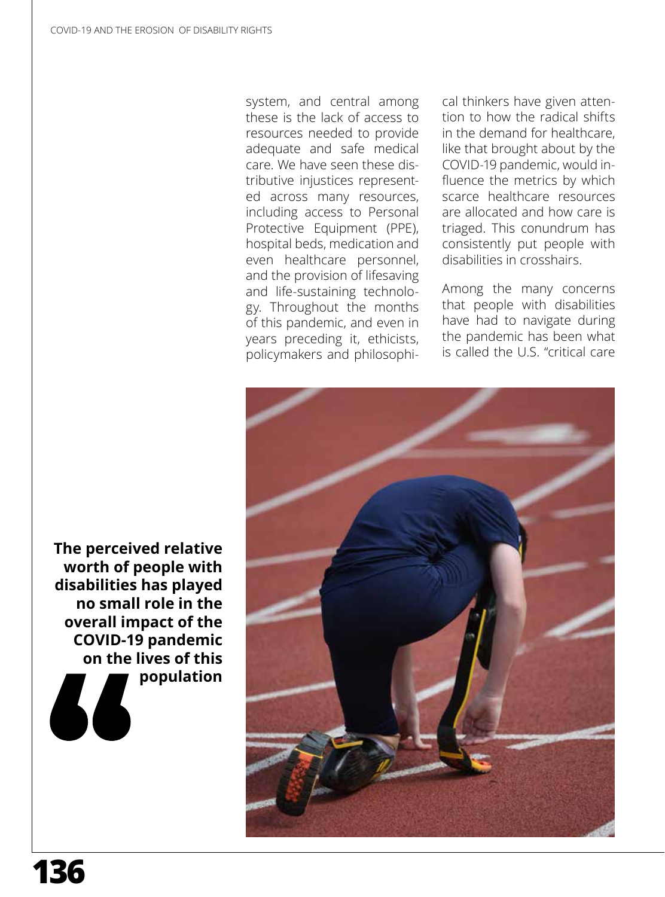system, and central among these is the lack of access to resources needed to provide adequate and safe medical care. We have seen these distributive injustices represented across many resources, including access to Personal Protective Equipment (PPE), hospital beds, medication and even healthcare personnel, and the provision of lifesaving and life-sustaining technology. Throughout the months of this pandemic, and even in years preceding it, ethicists, policymakers and philosophical thinkers have given attention to how the radical shifts in the demand for healthcare, like that brought about by the COVID-19 pandemic, would influence the metrics by which scarce healthcare resources are allocated and how care is triaged. This conundrum has consistently put people with disabilities in crosshairs.

Among the many concerns that people with disabilities have had to navigate during the pandemic has been what is called the U.S. "critical care

> **The perceived relative worth of people with disabilities has played no small role in the overall impact of the COVID-19 pandemic on the lives of this population**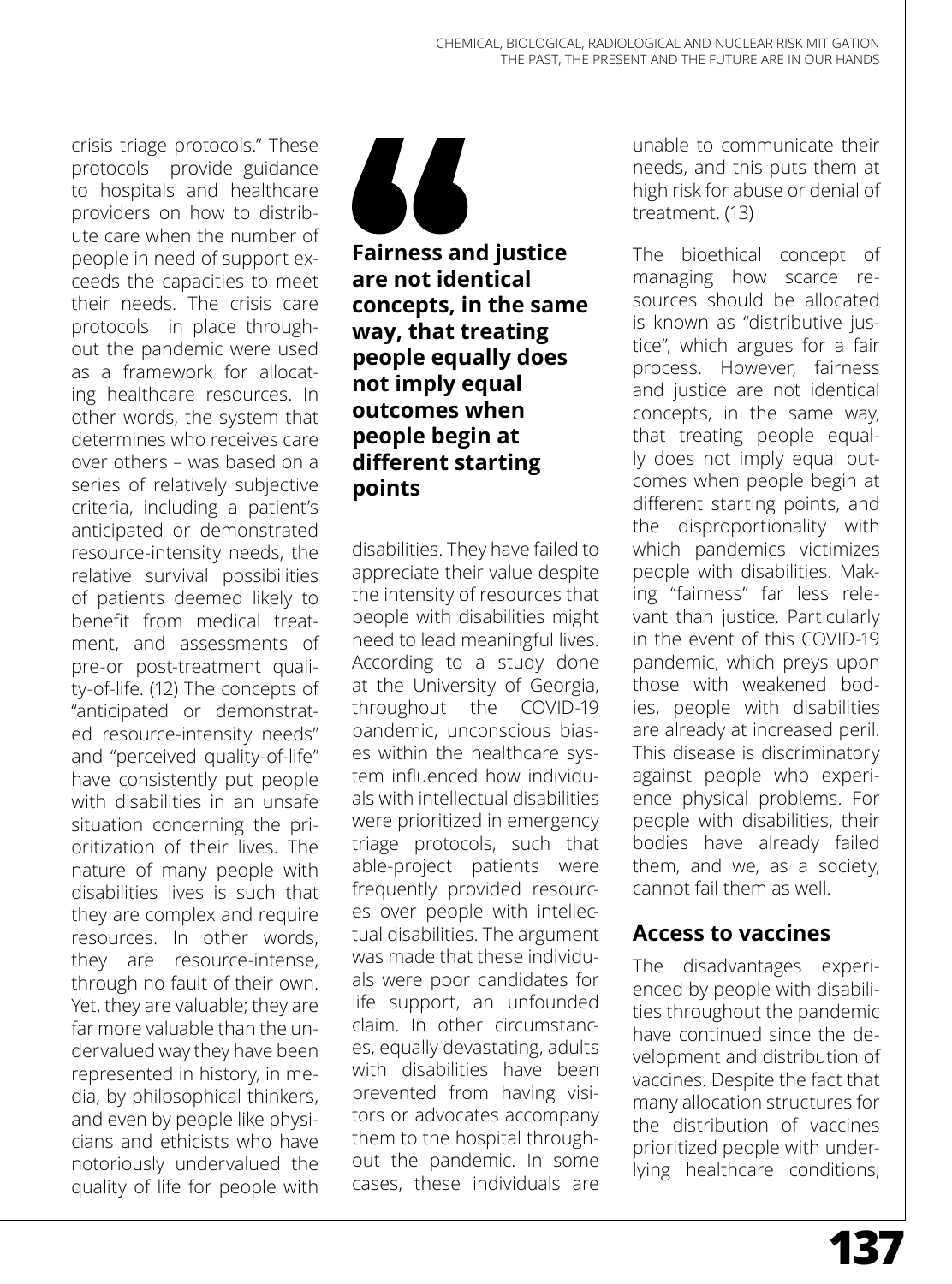crisis triage protocols." These protocols provide guidance to hospitals and healthcare providers on how to distribute care when the number of people in need of support exceeds the capacities to meet their needs. The crisis care protocols in place throughout the pandemic were used as a framework for allocating healthcare resources. In other words, the system that determines who receives care over others – was based on a series of relatively subjective criteria, including a patient's anticipated or demonstrated resource-intensity needs, the relative survival possibilities of patients deemed likely to benefit from medical treatment, and assessments of pre-or post-treatment quality-of-life. (12) The concepts of "anticipated or demonstrated resource-intensity needs" and "perceived quality-of-life" have consistently put people with disabilities in an unsafe situation concerning the prioritization of their lives. The nature of many people with disabilities lives is such that they are complex and require resources. In other words, they are resource-intense, through no fault of their own. Yet, they are valuable; they are far more valuable than the undervalued way they have been represented in history, in media, by philosophical thinkers, and even by people like physicians and ethicists who have notoriously undervalued the quality of life for people with disabilities. They have failed to appreciate their value despite the intensity of resources that people with disabilities might need to lead meaningful lives. According to a study done at the University of Georgia, throughout the COVID-19 pandemic, unconscious biases within the healthcare system influenced how individuals with intellectual disabilities were prioritized in emergency triage protocols, such that able-project patients were frequently provided resources over people with intellectual disabilities. The argument was made that these individuals were poor candidates for life support, an unfounded claim. In other circumstances, equally devastating, adults with disabilities have been prevented from having visitors or advocates accompany them to the hospital throughout the pandemic. In some cases, these individuals are unable to communicate their needs, and this puts them at high risk for abuse or denial of treatment. (13)

> **Fairness and justice are not identical concepts, in the same way, that treating people equally does not imply equal outcomes when people begin at different starting points**

The bioethical concept of managing how scarce resources should be allocated is known as "distributive justice", which argues for a fair process. However, fairness and justice are not identical concepts, in the same way, that treating people equally does not imply equal outcomes when people begin at different starting points, and the disproportionality with which pandemics victimizes people with disabilities. Making "fairness" far less relevant than justice. Particularly in the event of this COVID-19 pandemic, which preys upon those with weakened bodies, people with disabilities are already at increased peril. This disease is discriminatory against people who experience physical problems. For people with disabilities, their bodies have already failed them, and we, as a society, cannot fail them as well.

## Access to vaccines

The disadvantages experienced by people with disabilities throughout the pandemic have continued since the development and distribution of vaccines. Despite the fact that many allocation structures for the distribution of vaccines prioritized people with underlying healthcare conditions,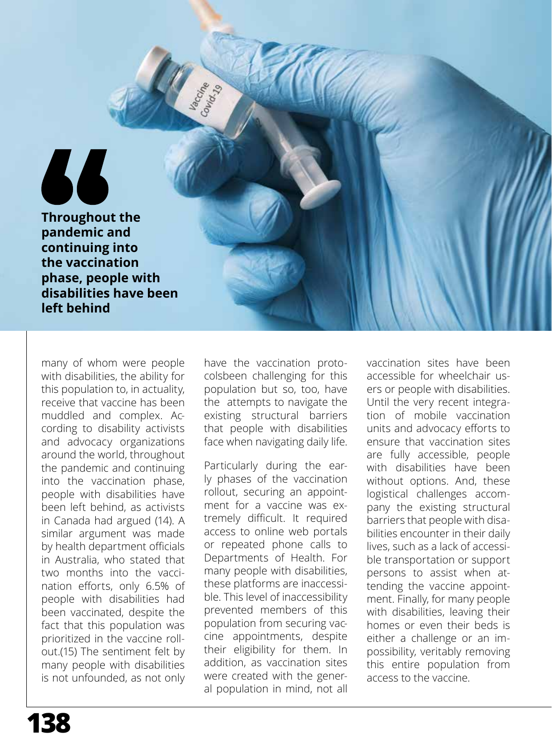> **Throughout the pandemic and continuing into the vaccination phase, people with disabilities have been left behind**

many of whom were people with disabilities, the ability for this population to, in actuality, receive that vaccine has been muddled and complex. According to disability activists and advocacy organizations around the world, throughout the pandemic and continuing into the vaccination phase, people with disabilities have been left behind, as activists in Canada had argued (14). A similar argument was made by health department officials in Australia, who stated that two months into the vaccination efforts, only 6.5% of people with disabilities had been vaccinated, despite the fact that this population was prioritized in the vaccine rollout.(15) The sentiment felt by many people with disabilities is not unfounded, as not only have the vaccination protocolsbeen challenging for this population but so, too, have the attempts to navigate the existing structural barriers that people with disabilities face when navigating daily life.

Particularly during the early phases of the vaccination rollout, securing an appointment for a vaccine was extremely difficult. It required access to online web portals or repeated phone calls to Departments of Health. For many people with disabilities, these platforms are inaccessible. This level of inaccessibility prevented members of this population from securing vaccine appointments, despite their eligibility for them. In addition, as vaccination sites were created with the general population in mind, not all vaccination sites have been accessible for wheelchair users or people with disabilities. Until the very recent integration of mobile vaccination units and advocacy efforts to ensure that vaccination sites are fully accessible, people with disabilities have been without options. And, these logistical challenges accompany the existing structural barriers that people with disabilities encounter in their daily lives, such as a lack of accessible transportation or support persons to assist when attending the vaccine appointment. Finally, for many people with disabilities, leaving their homes or even their beds is either a challenge or an impossibility, veritably removing this entire population from access to the vaccine.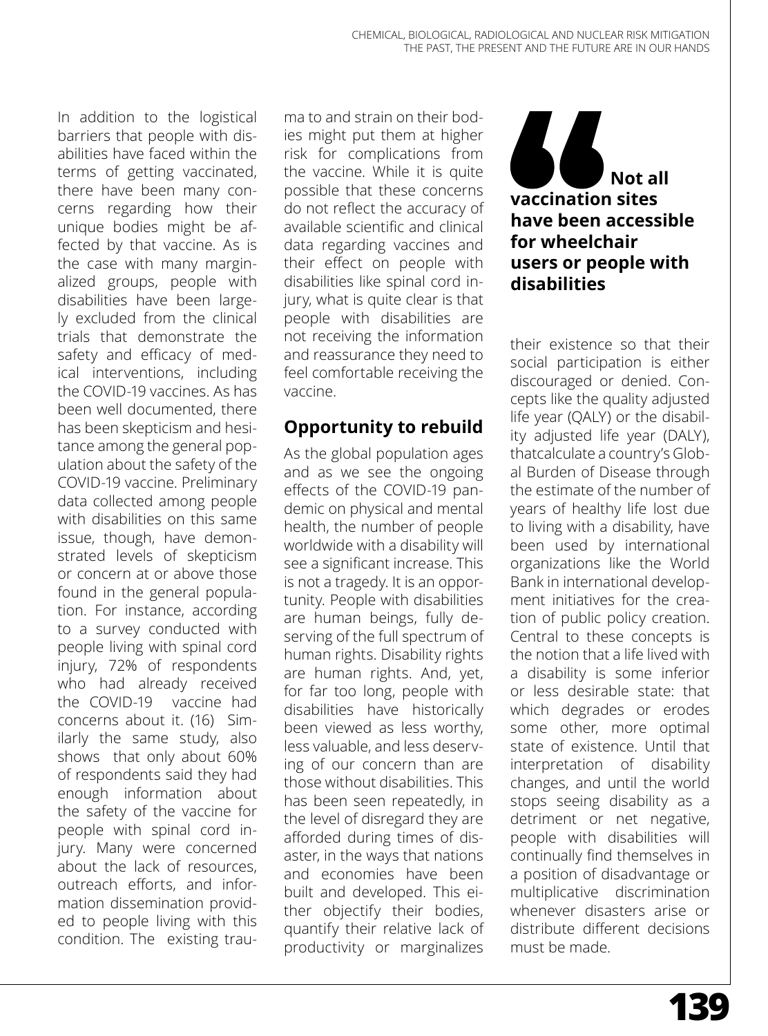In addition to the logistical barriers that people with disabilities have faced within the terms of getting vaccinated, there have been many concerns regarding how their unique bodies might be affected by that vaccine. As is the case with many marginalized groups, people with disabilities have been largely excluded from the clinical trials that demonstrate the safety and efficacy of medical interventions, including the COVID-19 vaccines. As has been well documented, there has been skepticism and hesitance among the general population about the safety of the COVID-19 vaccine. Preliminary data collected among people with disabilities on this same issue, though, have demonstrated levels of skepticism or concern at or above those found in the general population. For instance, according to a survey conducted with people living with spinal cord injury, 72% of respondents who had already received the COVID-19 vaccine had concerns about it. (16) Similarly the same study, also shows that only about 60% of respondents said they had enough information about the safety of the vaccine for people with spinal cord injury. Many were concerned about the lack of resources, outreach efforts, and information dissemination provided to people living with this condition. The existing trauma to and strain on their bodies might put them at higher risk for complications from the vaccine. While it is quite possible that these concerns do not reflect the accuracy of available scientific and clinical data regarding vaccines and their effect on people with disabilities like spinal cord injury, what is quite clear is that people with disabilities are not receiving the information and reassurance they need to feel comfortable receiving the vaccine.

## Opportunity to rebuild

As the global population ages and as we see the ongoing effects of the COVID-19 pandemic on physical and mental health, the number of people worldwide with a disability will see a significant increase. This is not a tragedy. It is an opportunity. People with disabilities are human beings, fully deserving of the full spectrum of human rights. Disability rights are human rights. And, yet, for far too long, people with disabilities have historically been viewed as less worthy, less valuable, and less deserving of our concern than are those without disabilities. This has been seen repeatedly, in the level of disregard they are afforded during times of disaster, in the ways that nations and economies have been built and developed. This either objectify their bodies, quantify their relative lack of productivity or marginalizes their existence so that their social participation is either discouraged or denied. Concepts like the quality adjusted life year (QALY) or the disability adjusted life year (DALY), thatcalculate a country's Global Burden of Disease through the estimate of the number of years of healthy life lost due to living with a disability, have been used by international organizations like the World Bank in international development initiatives for the creation of public policy creation. Central to these concepts is the notion that a life lived with a disability is some inferior or less desirable state: that which degrades or erodes some other, more optimal state of existence. Until that interpretation of disability changes, and until the world stops seeing disability as a detriment or net negative, people with disabilities will continually find themselves in a position of disadvantage or multiplicative discrimination whenever disasters arise or distribute different decisions must be made.

> **Not all vaccination sites have been accessible for wheelchair users or people with disabilities**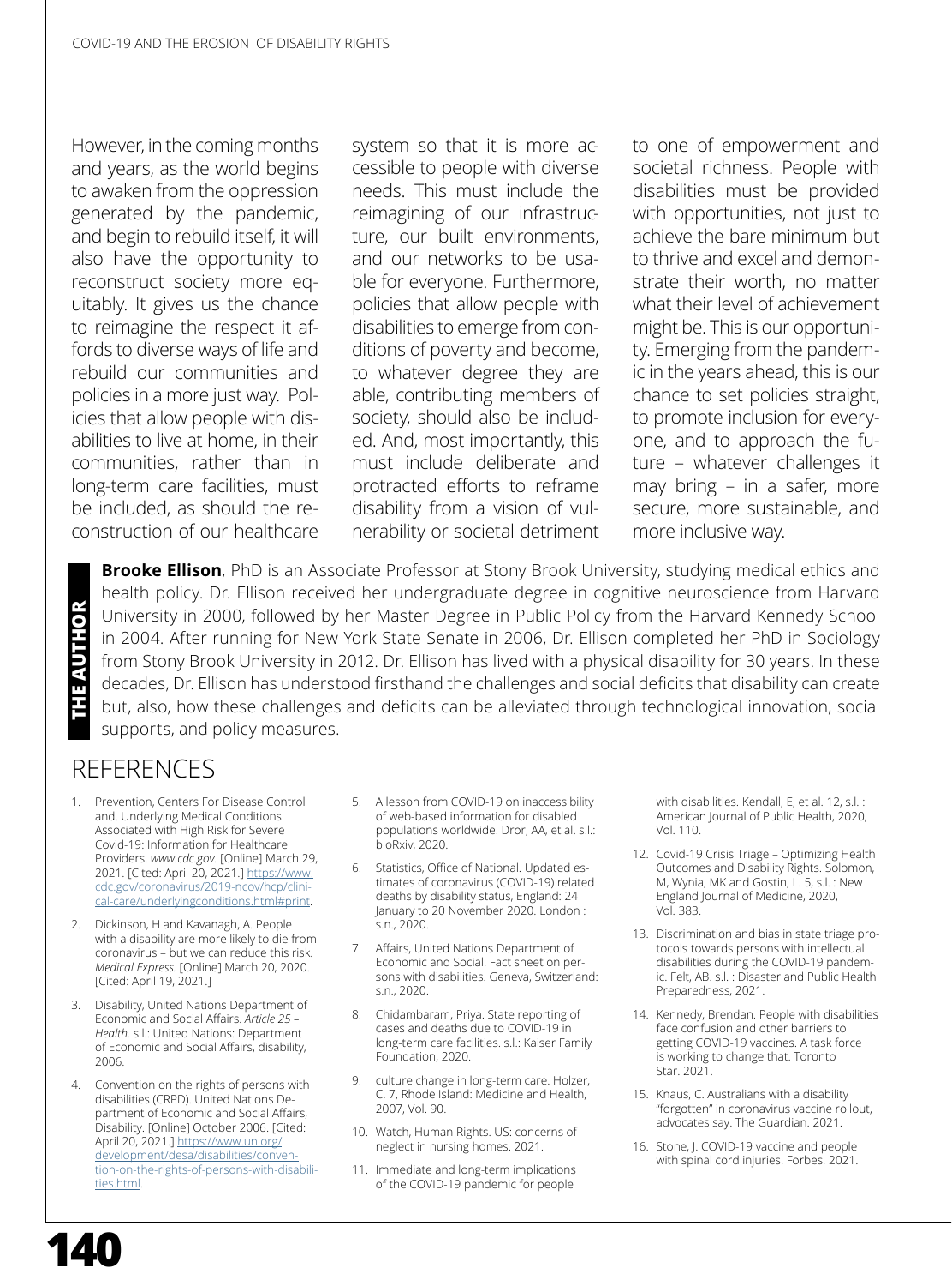However, in the coming months and years, as the world begins to awaken from the oppression generated by the pandemic, and begin to rebuild itself, it will also have the opportunity to reconstruct society more equitably. It gives us the chance to reimagine the respect it affords to diverse ways of life and rebuild our communities and policies in a more just way. Policies that allow people with disabilities to live at home, in their communities, rather than in long-term care facilities, must be included, as should the reconstruction of our healthcare system so that it is more accessible to people with diverse needs. This must include the reimagining of our infrastructure, our built environments, and our networks to be usable for everyone. Furthermore, policies that allow people with disabilities to emerge from conditions of poverty and become, to whatever degree they are able, contributing members of society, should also be included. And, most importantly, this must include deliberate and protracted efforts to reframe disability from a vision of vulnerability or societal detriment to one of empowerment and societal richness. People with disabilities must be provided with opportunities, not just to achieve the bare minimum but to thrive and excel and demonstrate their worth, no matter what their level of achievement might be. This is our opportunity. Emerging from the pandemic in the years ahead, this is our chance to set policies straight, to promote inclusion for everyone, and to approach the future – whatever challenges it may bring – in a safer, more secure, more sustainable, and more inclusive way.

**THE AUTHOR**

**Brooke Ellison**, PhD is an Associate Professor at Stony Brook University, studying medical ethics and health policy. Dr. Ellison received her undergraduate degree in cognitive neuroscience from Harvard University in 2000, followed by her Master Degree in Public Policy from the Harvard Kennedy School in 2004. After running for New York State Senate in 2006, Dr. Ellison completed her PhD in Sociology from Stony Brook University in 2012. Dr. Ellison has lived with a physical disability for 30 years. In these decades, Dr. Ellison has understood firsthand the challenges and social deficits that disability can create but, also, how these challenges and deficits can be alleviated through technological innovation, social supports, and policy measures.

## REFERENCES

1. Prevention, Centers For Disease Control and. Underlying Medical Conditions Associated with High Risk for Severe Covid-19: Information for Healthcare Providers. *www.cdc.gov.* [Online] March 29, 2021. [Cited: April 20, 2021.] https://www.cdc.gov/coronavirus/2019-ncov/hcp/clinical-care/underlyingconditions.html#print.
2. Dickinson, H and Kavanagh, A. People with a disability are more likely to die from coronavirus – but we can reduce this risk. *Medical Express.* [Online] March 20, 2020. [Cited: April 19, 2021.]
3. Disability, United Nations Department of Economic and Social Affairs. *Article 25 – Health.* s.l.: United Nations: Department of Economic and Social Affairs, disability, 2006.
4. Convention on the rights of persons with disabilities (CRPD). United Nations Department of Economic and Social Affairs, Disability. [Online] October 2006. [Cited: April 20, 2021.] https://www.un.org/development/desa/disabilities/convention-on-the-rights-of-persons-with-disabilities.html.
5. A lesson from COVID-19 on inaccessibility of web-based information for disabled populations worldwide. Dror, AA, et al. s.l.: bioRxiv, 2020.
6. Statistics, Office of National. Updated estimates of coronavirus (COVID-19) related deaths by disability status, England: 24 January to 20 November 2020. London : s.n., 2020.
7. Affairs, United Nations Department of Economic and Social. Fact sheet on persons with disabilities. Geneva, Switzerland: s.n., 2020.
8. Chidambaram, Priya. State reporting of cases and deaths due to COVID-19 in long-term care facilities. s.l.: Kaiser Family Foundation, 2020.
9. culture change in long-term care. Holzer, C. 7, Rhode Island: Medicine and Health, 2007, Vol. 90.
10. Watch, Human Rights. US: concerns of neglect in nursing homes. 2021.
11. Immediate and long-term implications of the COVID-19 pandemic for people with disabilities. Kendall, E, et al. 12, s.l. : American Journal of Public Health, 2020, Vol. 110.
12. Covid-19 Crisis Triage – Optimizing Health Outcomes and Disability Rights. Solomon, M, Wynia, MK and Gostin, L. 5, s.l. : New England Journal of Medicine, 2020, Vol. 383.
13. Discrimination and bias in state triage protocols towards persons with intellectual disabilities during the COVID-19 pandemic. Felt, AB. s.l. : Disaster and Public Health Preparedness, 2021.
14. Kennedy, Brendan. People with disabilities face confusion and other barriers to getting COVID-19 vaccines. A task force is working to change that. Toronto Star. 2021.
15. Knaus, C. Australians with a disability "forgotten" in coronavirus vaccine rollout, advocates say. The Guardian. 2021.
16. Stone, J. COVID-19 vaccine and people with spinal cord injuries. Forbes. 2021.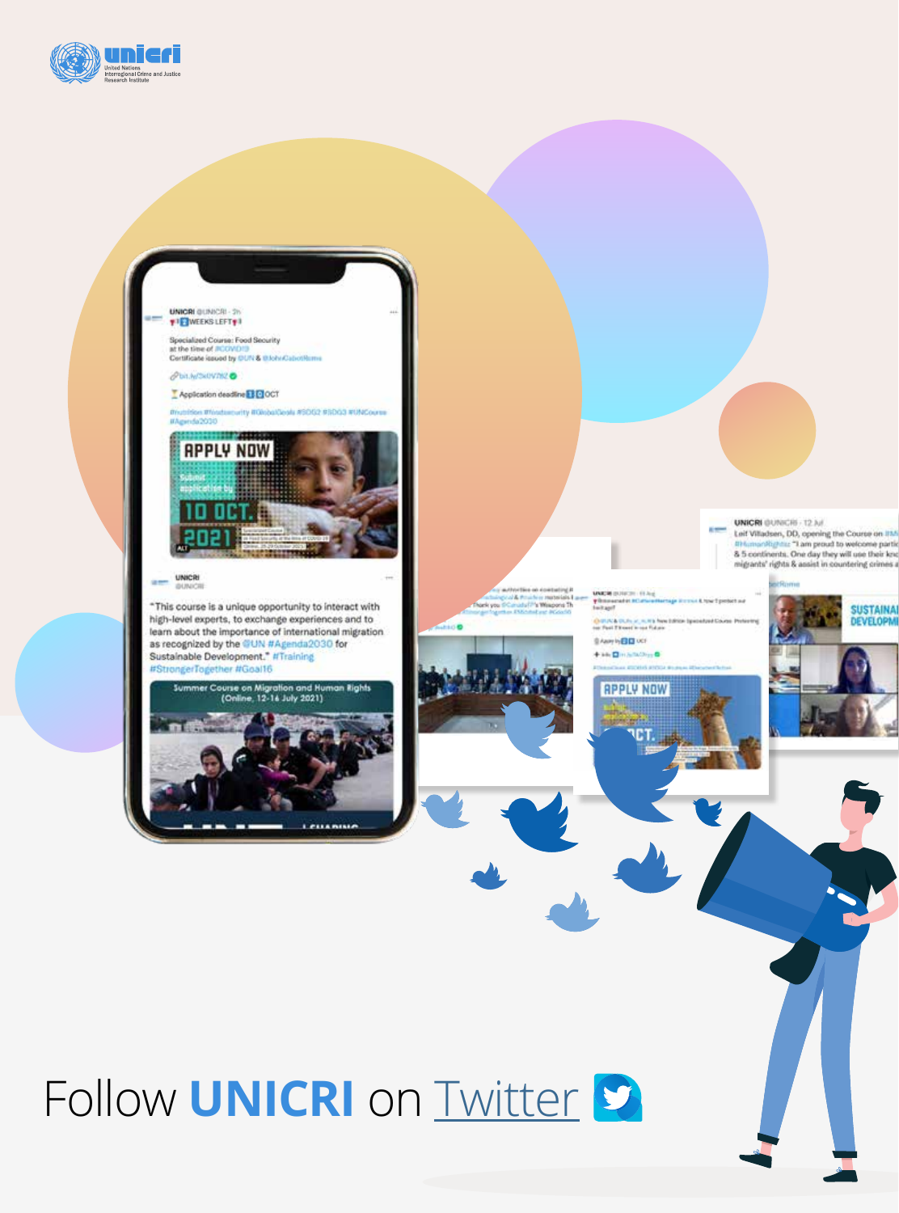unicri

United Nations Interregional Crime and Justice Research Institute

Follow **UNICRI** on Twitter